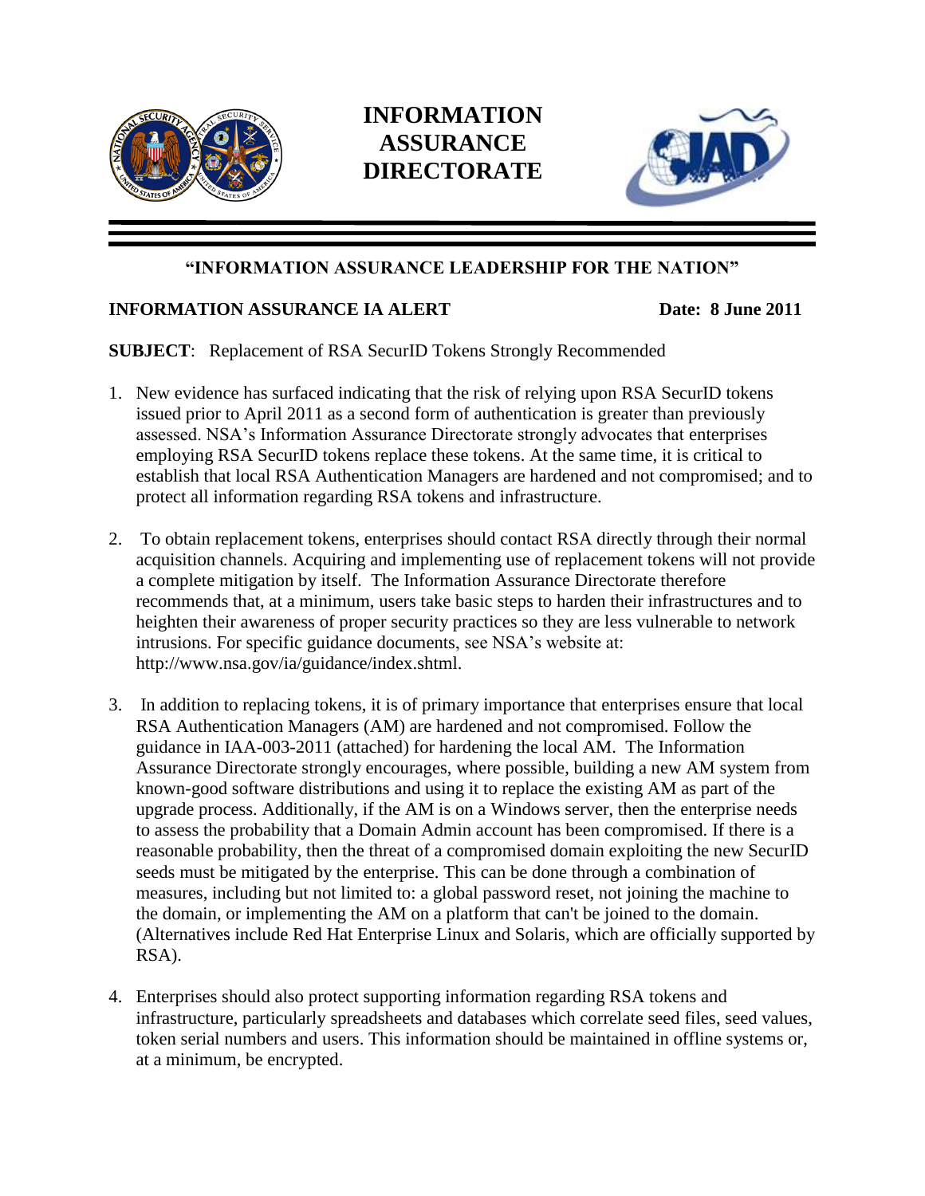# INFORMATION ASSURANCE DIRECTORATE

**"INFORMATION ASSURANCE LEADERSHIP FOR THE NATION"**

**INFORMATION ASSURANCE IA ALERT** **Date: 8 June 2011**

**SUBJECT**: Replacement of RSA SecurID Tokens Strongly Recommended

1. New evidence has surfaced indicating that the risk of relying upon RSA SecurID tokens issued prior to April 2011 as a second form of authentication is greater than previously assessed. NSA's Information Assurance Directorate strongly advocates that enterprises employing RSA SecurID tokens replace these tokens. At the same time, it is critical to establish that local RSA Authentication Managers are hardened and not compromised; and to protect all information regarding RSA tokens and infrastructure.

2. To obtain replacement tokens, enterprises should contact RSA directly through their normal acquisition channels. Acquiring and implementing use of replacement tokens will not provide a complete mitigation by itself. The Information Assurance Directorate therefore recommends that, at a minimum, users take basic steps to harden their infrastructures and to heighten their awareness of proper security practices so they are less vulnerable to network intrusions. For specific guidance documents, see NSA's website at: http://www.nsa.gov/ia/guidance/index.shtml.

3. In addition to replacing tokens, it is of primary importance that enterprises ensure that local RSA Authentication Managers (AM) are hardened and not compromised. Follow the guidance in IAA-003-2011 (attached) for hardening the local AM. The Information Assurance Directorate strongly encourages, where possible, building a new AM system from known-good software distributions and using it to replace the existing AM as part of the upgrade process. Additionally, if the AM is on a Windows server, then the enterprise needs to assess the probability that a Domain Admin account has been compromised. If there is a reasonable probability, then the threat of a compromised domain exploiting the new SecurID seeds must be mitigated by the enterprise. This can be done through a combination of measures, including but not limited to: a global password reset, not joining the machine to the domain, or implementing the AM on a platform that can't be joined to the domain. (Alternatives include Red Hat Enterprise Linux and Solaris, which are officially supported by RSA).

4. Enterprises should also protect supporting information regarding RSA tokens and infrastructure, particularly spreadsheets and databases which correlate seed files, seed values, token serial numbers and users. This information should be maintained in offline systems or, at a minimum, be encrypted.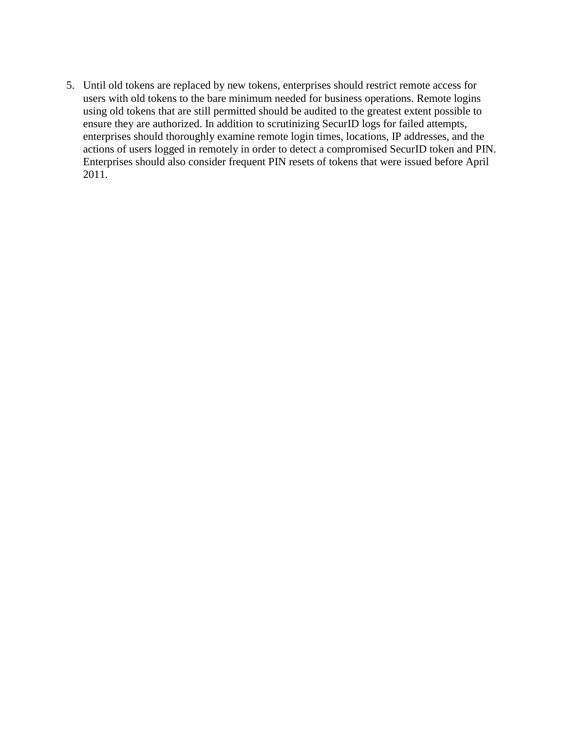5. Until old tokens are replaced by new tokens, enterprises should restrict remote access for users with old tokens to the bare minimum needed for business operations. Remote logins using old tokens that are still permitted should be audited to the greatest extent possible to ensure they are authorized. In addition to scrutinizing SecurID logs for failed attempts, enterprises should thoroughly examine remote login times, locations, IP addresses, and the actions of users logged in remotely in order to detect a compromised SecurID token and PIN. Enterprises should also consider frequent PIN resets of tokens that were issued before April 2011.